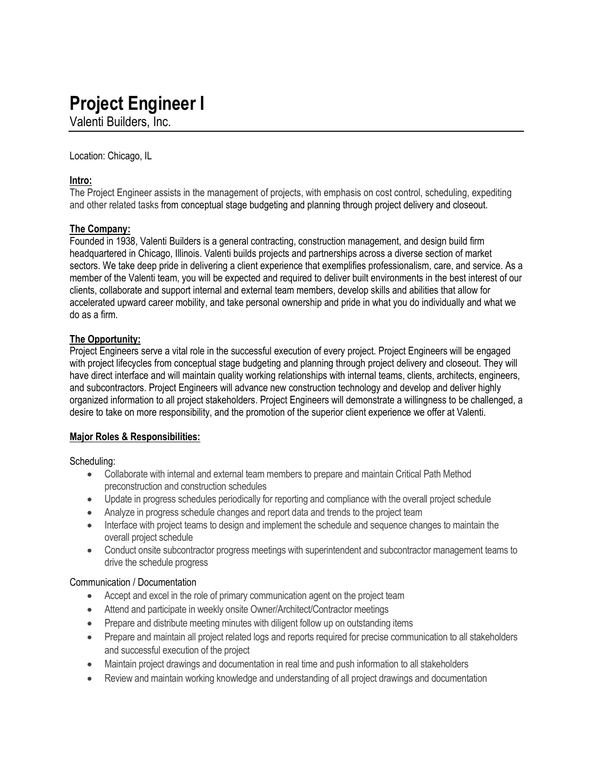# Project Engineer I

Valenti Builders, Inc.

Location: Chicago, IL

**Intro:**

The Project Engineer assists in the management of projects, with emphasis on cost control, scheduling, expediting and other related tasks from conceptual stage budgeting and planning through project delivery and closeout.

**The Company:**

Founded in 1938, Valenti Builders is a general contracting, construction management, and design build firm headquartered in Chicago, Illinois. Valenti builds projects and partnerships across a diverse section of market sectors. We take deep pride in delivering a client experience that exemplifies professionalism, care, and service. As a member of the Valenti team, you will be expected and required to deliver built environments in the best interest of our clients, collaborate and support internal and external team members, develop skills and abilities that allow for accelerated upward career mobility, and take personal ownership and pride in what you do individually and what we do as a firm.

**The Opportunity:**

Project Engineers serve a vital role in the successful execution of every project. Project Engineers will be engaged with project lifecycles from conceptual stage budgeting and planning through project delivery and closeout. They will have direct interface and will maintain quality working relationships with internal teams, clients, architects, engineers, and subcontractors. Project Engineers will advance new construction technology and develop and deliver highly organized information to all project stakeholders. Project Engineers will demonstrate a willingness to be challenged, a desire to take on more responsibility, and the promotion of the superior client experience we offer at Valenti.

**Major Roles & Responsibilities:**

Scheduling:

- Collaborate with internal and external team members to prepare and maintain Critical Path Method preconstruction and construction schedules
- Update in progress schedules periodically for reporting and compliance with the overall project schedule
- Analyze in progress schedule changes and report data and trends to the project team
- Interface with project teams to design and implement the schedule and sequence changes to maintain the overall project schedule
- Conduct onsite subcontractor progress meetings with superintendent and subcontractor management teams to drive the schedule progress

Communication / Documentation

- Accept and excel in the role of primary communication agent on the project team
- Attend and participate in weekly onsite Owner/Architect/Contractor meetings
- Prepare and distribute meeting minutes with diligent follow up on outstanding items
- Prepare and maintain all project related logs and reports required for precise communication to all stakeholders and successful execution of the project
- Maintain project drawings and documentation in real time and push information to all stakeholders
- Review and maintain working knowledge and understanding of all project drawings and documentation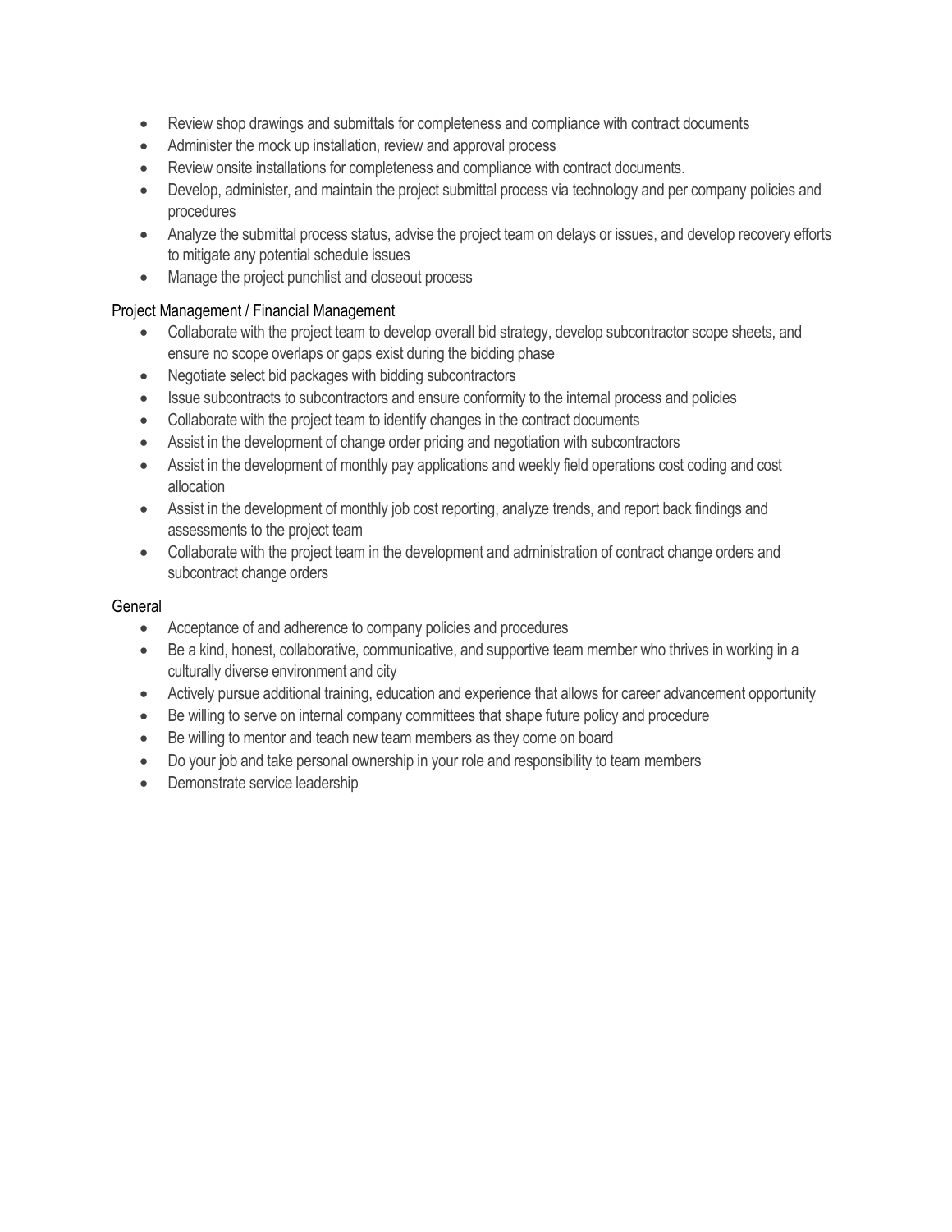- Review shop drawings and submittals for completeness and compliance with contract documents
- Administer the mock up installation, review and approval process
- Review onsite installations for completeness and compliance with contract documents.
- Develop, administer, and maintain the project submittal process via technology and per company policies and procedures
- Analyze the submittal process status, advise the project team on delays or issues, and develop recovery efforts to mitigate any potential schedule issues
- Manage the project punchlist and closeout process

Project Management / Financial Management

- Collaborate with the project team to develop overall bid strategy, develop subcontractor scope sheets, and ensure no scope overlaps or gaps exist during the bidding phase
- Negotiate select bid packages with bidding subcontractors
- Issue subcontracts to subcontractors and ensure conformity to the internal process and policies
- Collaborate with the project team to identify changes in the contract documents
- Assist in the development of change order pricing and negotiation with subcontractors
- Assist in the development of monthly pay applications and weekly field operations cost coding and cost allocation
- Assist in the development of monthly job cost reporting, analyze trends, and report back findings and assessments to the project team
- Collaborate with the project team in the development and administration of contract change orders and subcontract change orders

General

- Acceptance of and adherence to company policies and procedures
- Be a kind, honest, collaborative, communicative, and supportive team member who thrives in working in a culturally diverse environment and city
- Actively pursue additional training, education and experience that allows for career advancement opportunity
- Be willing to serve on internal company committees that shape future policy and procedure
- Be willing to mentor and teach new team members as they come on board
- Do your job and take personal ownership in your role and responsibility to team members
- Demonstrate service leadership